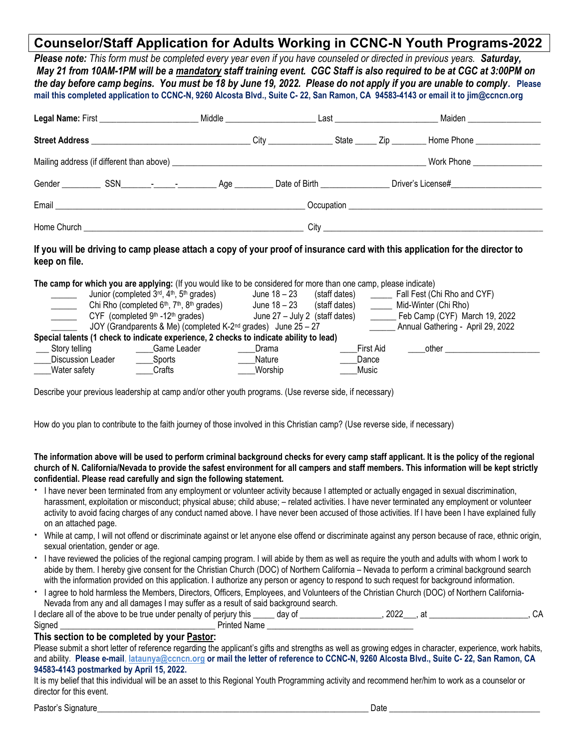# Counselor/Staff Application for Adults Working in CCNC-N Youth Programs-2022

***Please note:*** *This form must be completed every year even if you have counseled or directed in previous years.* ***Saturday, May 21 from 10AM-1PM will be a mandatory staff training event. CGC Staff is also required to be at CGC at 3:00PM on the day before camp begins. You must be 18 by June 19, 2022. Please do not apply if you are unable to comply.*** **Please mail this completed application to CCNC-N, 9260 Alcosta Blvd., Suite C- 22, San Ramon, CA 94583-4143 or email it to jim@ccncn.org**

**Legal Name:** First ______________________ Middle ____________________ Last _______________________ Maiden ________________

**Street Address** ____________________________________ City ______________ State _____ Zip ________ Home Phone _______________

Mailing address (if different than above) ____________________________________________________________ Work Phone ________________

Gender _________ SSN_______-_____-_________ Age _________ Date of Birth _______________ Driver's License#____________________

Email ________________________________________________________ Occupation ____________________________________________

Home Church ______________________________________________________ City __________________________________________________

**If you will be driving to camp please attach a copy of your proof of insurance card with this application for the director to keep on file.**

**The camp for which you are applying:** (If you would like to be considered for more than one camp, please indicate)

- ______ Junior (completed 3rd, 4th, 5th grades) June 18 – 23 (staff dates)
- ______ Chi Rho (completed 6th, 7th, 8th grades) June 18 – 23 (staff dates)
- ______ CYF (completed 9th -12th grades) June 27 – July 2 (staff dates)
- ______ JOY (Grandparents & Me) (completed K-2nd grades) June 25 – 27
- _____ Fall Fest (Chi Rho and CYF)
- _____ Mid-Winter (Chi Rho)
- ______ Feb Camp (CYF) March 19, 2022
- ______ Annual Gathering - April 29, 2022

**Special talents (1 check to indicate experience, 2 checks to indicate ability to lead)**

| | | | | |
|---|---|---|---|---|
| ___ Story telling | ____Game Leader | ____Drama | ____First Aid | ____other ____________________ |
| ____Discussion Leader | ____Sports | ____Nature | ____Dance | |
| ____Water safety | ____Crafts | ____Worship | ____Music | |

Describe your previous leadership at camp and/or other youth programs. (Use reverse side, if necessary)

How do you plan to contribute to the faith journey of those involved in this Christian camp? (Use reverse side, if necessary)

**The information above will be used to perform criminal background checks for every camp staff applicant. It is the policy of the regional church of N. California/Nevada to provide the safest environment for all campers and staff members. This information will be kept strictly confidential. Please read carefully and sign the following statement.**

- I have never been terminated from any employment or volunteer activity because I attempted or actually engaged in sexual discrimination, harassment, exploitation or misconduct; physical abuse; child abuse; – related activities. I have never terminated any employment or volunteer activity to avoid facing charges of any conduct named above. I have never been accused of those activities. If I have been I have explained fully on an attached page.
- While at camp, I will not offend or discriminate against or let anyone else offend or discriminate against any person because of race, ethnic origin, sexual orientation, gender or age.
- I have reviewed the policies of the regional camping program. I will abide by them as well as require the youth and adults with whom I work to abide by them. I hereby give consent for the Christian Church (DOC) of Northern California – Nevada to perform a criminal background search with the information provided on this application. I authorize any person or agency to respond to such request for background information.
- I agree to hold harmless the Members, Directors, Officers, Employees, and Volunteers of the Christian Church (DOC) of Northern California-Nevada from any and all damages I may suffer as a result of said background search.

I declare all of the above to be true under penalty of perjury this _____ day of __________________, 2022___, at ______________________, CA

Signed __________________________________ Printed Name ______________________________

### This section to be completed by your Pastor:

Please submit a short letter of reference regarding the applicant's gifts and strengths as well as growing edges in character, experience, work habits, and ability. **Please e-mail, lataunya@ccncn.org or mail the letter of reference to CCNC-N, 9260 Alcosta Blvd., Suite C- 22, San Ramon, CA 94583-4143 postmarked by April 15, 2022.**

It is my belief that this individual will be an asset to this Regional Youth Programming activity and recommend her/him to work as a counselor or director for this event.

Pastor's Signature______________________________________________________________ Date _________________________________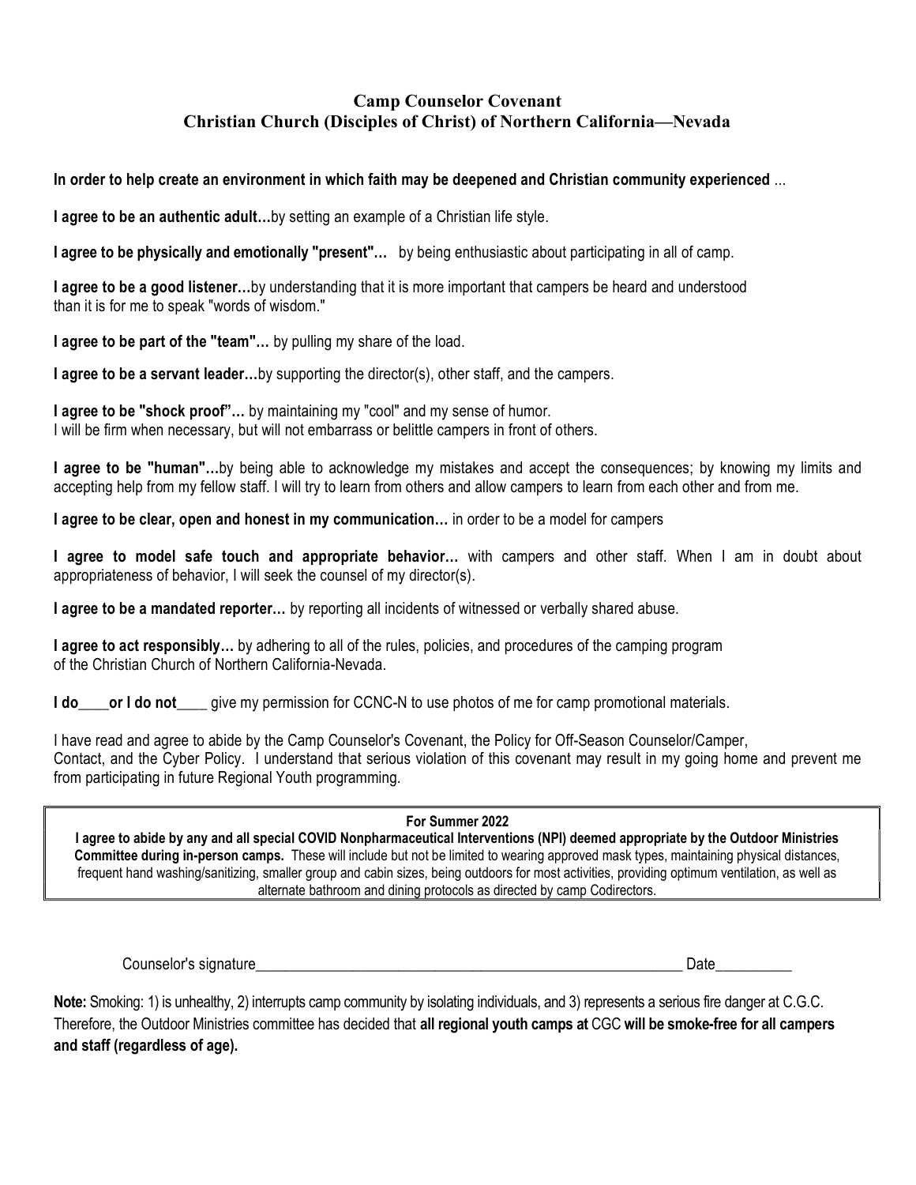## Camp Counselor Covenant
## Christian Church (Disciples of Christ) of Northern California—Nevada

**In order to help create an environment in which faith may be deepened and Christian community experienced** ...

**I agree to be an authentic adult…**by setting an example of a Christian life style.

**I agree to be physically and emotionally "present"…** by being enthusiastic about participating in all of camp.

**I agree to be a good listener…**by understanding that it is more important that campers be heard and understood than it is for me to speak "words of wisdom."

**I agree to be part of the "team"…** by pulling my share of the load.

**I agree to be a servant leader…**by supporting the director(s), other staff, and the campers.

**I agree to be "shock proof"…** by maintaining my "cool" and my sense of humor.
I will be firm when necessary, but will not embarrass or belittle campers in front of others.

**I agree to be "human"…**by being able to acknowledge my mistakes and accept the consequences; by knowing my limits and accepting help from my fellow staff. I will try to learn from others and allow campers to learn from each other and from me.

**I agree to be clear, open and honest in my communication…** in order to be a model for campers

**I agree to model safe touch and appropriate behavior…** with campers and other staff. When I am in doubt about appropriateness of behavior, I will seek the counsel of my director(s).

**I agree to be a mandated reporter…** by reporting all incidents of witnessed or verbally shared abuse.

**I agree to act responsibly…** by adhering to all of the rules, policies, and procedures of the camping program of the Christian Church of Northern California-Nevada.

**I do____or I do not____** give my permission for CCNC-N to use photos of me for camp promotional materials.

I have read and agree to abide by the Camp Counselor's Covenant, the Policy for Off-Season Counselor/Camper, Contact, and the Cyber Policy. I understand that serious violation of this covenant may result in my going home and prevent me from participating in future Regional Youth programming.

**For Summer 2022**
**I agree to abide by any and all special COVID Nonpharmaceutical Interventions (NPI) deemed appropriate by the Outdoor Ministries Committee during in-person camps.** These will include but not be limited to wearing approved mask types, maintaining physical distances, frequent hand washing/sanitizing, smaller group and cabin sizes, being outdoors for most activities, providing optimum ventilation, as well as alternate bathroom and dining protocols as directed by camp Codirectors.

Counselor's signature____________________________________________________________ Date__________

**Note:** Smoking: 1) is unhealthy, 2) interrupts camp community by isolating individuals, and 3) represents a serious fire danger at C.G.C. Therefore, the Outdoor Ministries committee has decided that **all regional youth camps at** CGC **will be smoke-free for all campers and staff (regardless of age).**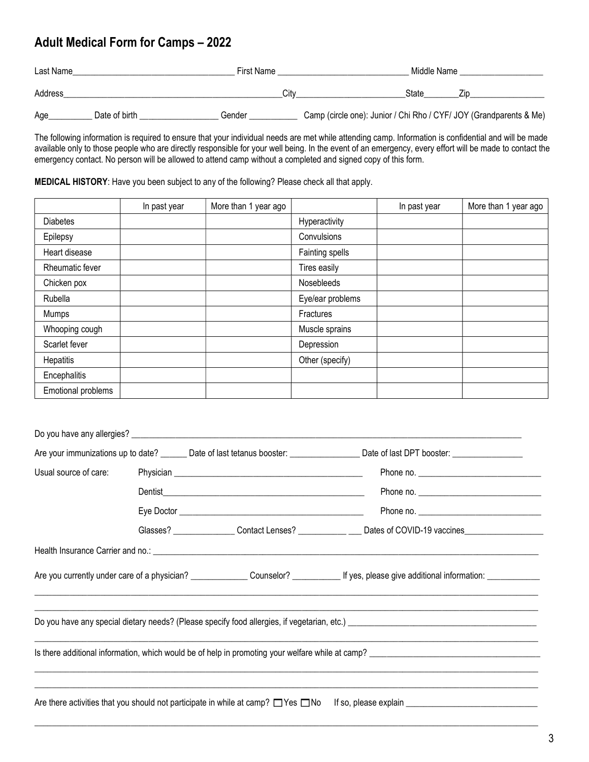## Adult Medical Form for Camps – 2022

Last Name_____________________________ First Name _____________________________ Middle Name ___________________

Address_________________________________________________City________________________State________Zip________________

Age__________ Date of birth __________________ Gender ___________ Camp (circle one): Junior / Chi Rho / CYF/ JOY (Grandparents & Me)

The following information is required to ensure that your individual needs are met while attending camp. Information is confidential and will be made available only to those people who are directly responsible for your well being. In the event of an emergency, every effort will be made to contact the emergency contact. No person will be allowed to attend camp without a completed and signed copy of this form.

**MEDICAL HISTORY**: Have you been subject to any of the following? Please check all that apply.

| | In past year | More than 1 year ago | | In past year | More than 1 year ago |
|---|---|---|---|---|---|
| Diabetes | | | Hyperactivity | | |
| Epilepsy | | | Convulsions | | |
| Heart disease | | | Fainting spells | | |
| Rheumatic fever | | | Tires easily | | |
| Chicken pox | | | Nosebleeds | | |
| Rubella | | | Eye/ear problems | | |
| Mumps | | | Fractures | | |
| Whooping cough | | | Muscle sprains | | |
| Scarlet fever | | | Depression | | |
| Hepatitis | | | Other (specify) | | |
| Encephalitis | | | | | |
| Emotional problems | | | | | |

Do you have any allergies? ___________________________________________________________________________

Are your immunizations up to date? ______ Date of last tetanus booster: ________________ Date of last DPT booster: ________________

Usual source of care:

Physician ___________________________________________ Phone no. ___________________________

Dentist_____________________________________________ Phone no. ___________________________

Eye Doctor __________________________________________ Phone no. ___________________________

Glasses? ______________ Contact Lenses? ___________ ___ Dates of COVID-19 vaccines__________________

Health Insurance Carrier and no.: ___________________________________________________________________________

Are you currently under care of a physician? _____________ Counselor? ___________ If yes, please give additional information: ____________

_____________________________________________________________________________________________________

_____________________________________________________________________________________________________

Do you have any special dietary needs? (Please specify food allergies, if vegetarian, etc.) ____________________________________________

_____________________________________________________________________________________________________

Is there additional information, which would be of help in promoting your welfare while at camp? _______________________________________

_____________________________________________________________________________________________________

_____________________________________________________________________________________________________

Are there activities that you should not participate in while at camp? ☐ Yes ☐ No If so, please explain ______________________________

_____________________________________________________________________________________________________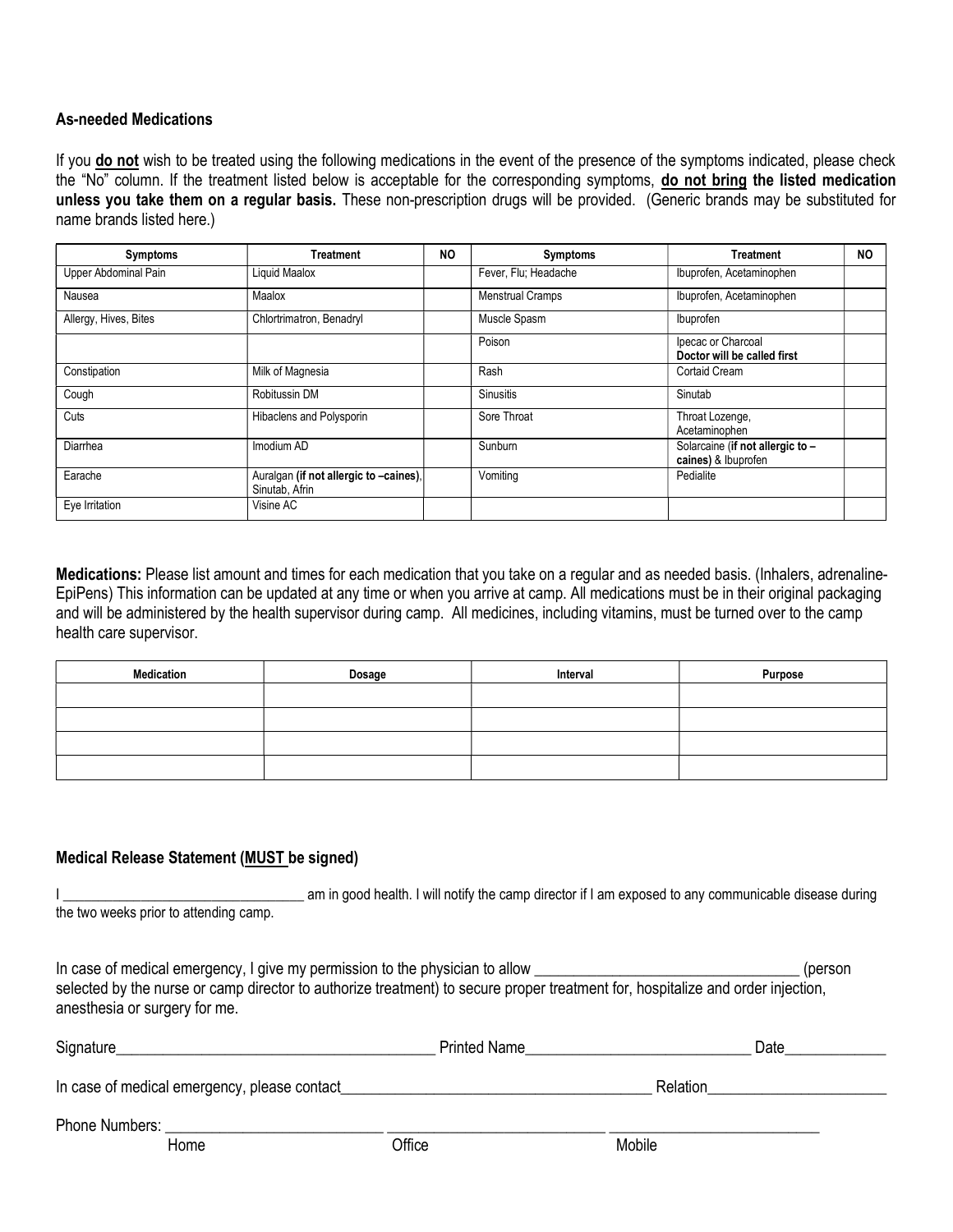**As-needed Medications**

If you **do not** wish to be treated using the following medications in the event of the presence of the symptoms indicated, please check the "No" column. If the treatment listed below is acceptable for the corresponding symptoms, **do not bring the listed medication unless you take them on a regular basis.** These non-prescription drugs will be provided. (Generic brands may be substituted for name brands listed here.)

| Symptoms | Treatment | NO | Symptoms | Treatment | NO |
|---|---|---|---|---|---|
| Upper Abdominal Pain | Liquid Maalox | | Fever, Flu; Headache | Ibuprofen, Acetaminophen | |
| Nausea | Maalox | | Menstrual Cramps | Ibuprofen, Acetaminophen | |
| Allergy, Hives, Bites | Chlortrimatron, Benadryl | | Muscle Spasm | Ibuprofen | |
| | | | Poison | Ipecac or Charcoal **Doctor will be called first** | |
| Constipation | Milk of Magnesia | | Rash | Cortaid Cream | |
| Cough | Robitussin DM | | Sinusitis | Sinutab | |
| Cuts | Hibaclens and Polysporin | | Sore Throat | Throat Lozenge, Acetaminophen | |
| Diarrhea | Imodium AD | | Sunburn | Solarcaine (**if not allergic to – caines)** & Ibuprofen | |
| Earache | Auralgan **(if not allergic to –caines)**, Sinutab, Afrin | | Vomiting | Pedialite | |
| Eye Irritation | Visine AC | | | | |

**Medications:** Please list amount and times for each medication that you take on a regular and as needed basis. (Inhalers, adrenaline-EpiPens) This information can be updated at any time or when you arrive at camp. All medications must be in their original packaging and will be administered by the health supervisor during camp. All medicines, including vitamins, must be turned over to the camp health care supervisor.

| Medication | Dosage | Interval | Purpose |
|---|---|---|---|
| | | | |
| | | | |
| | | | |
| | | | |

**Medical Release Statement (MUST be signed)**

I _________________________________ am in good health. I will notify the camp director if I am exposed to any communicable disease during the two weeks prior to attending camp.

In case of medical emergency, I give my permission to the physician to allow _________________________________ (person selected by the nurse or camp director to authorize treatment) to secure proper treatment for, hospitalize and order injection, anesthesia or surgery for me.

Signature________________________________________ Printed Name____________________________ Date_____________

In case of medical emergency, please contact_______________________________________ Relation______________________

Phone Numbers: ___________________________ ___________________________ ___________________________

Home Office Mobile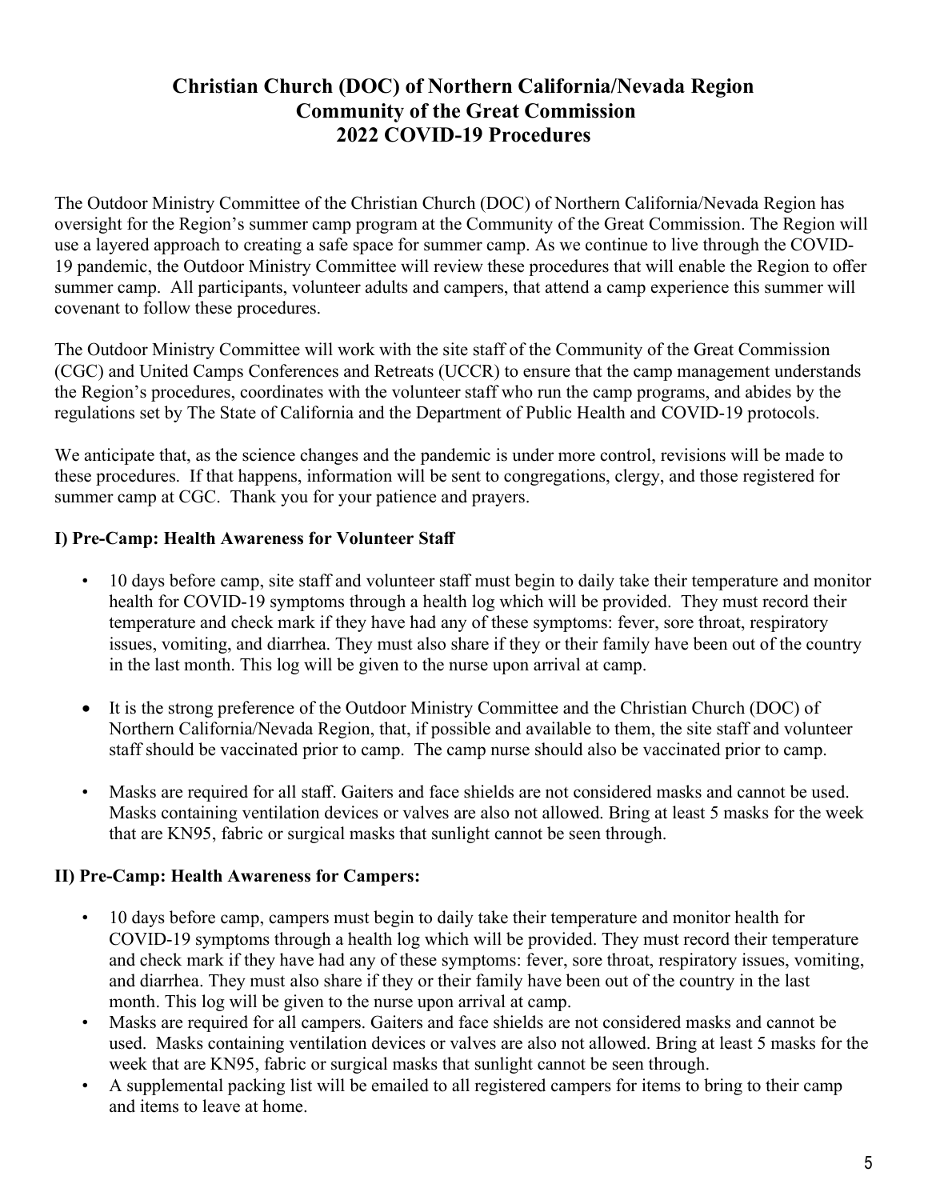# Christian Church (DOC) of Northern California/Nevada Region
# Community of the Great Commission
# 2022 COVID-19 Procedures

The Outdoor Ministry Committee of the Christian Church (DOC) of Northern California/Nevada Region has oversight for the Region's summer camp program at the Community of the Great Commission. The Region will use a layered approach to creating a safe space for summer camp. As we continue to live through the COVID-19 pandemic, the Outdoor Ministry Committee will review these procedures that will enable the Region to offer summer camp. All participants, volunteer adults and campers, that attend a camp experience this summer will covenant to follow these procedures.

The Outdoor Ministry Committee will work with the site staff of the Community of the Great Commission (CGC) and United Camps Conferences and Retreats (UCCR) to ensure that the camp management understands the Region's procedures, coordinates with the volunteer staff who run the camp programs, and abides by the regulations set by The State of California and the Department of Public Health and COVID-19 protocols.

We anticipate that, as the science changes and the pandemic is under more control, revisions will be made to these procedures. If that happens, information will be sent to congregations, clergy, and those registered for summer camp at CGC. Thank you for your patience and prayers.

### I) Pre-Camp: Health Awareness for Volunteer Staff

- 10 days before camp, site staff and volunteer staff must begin to daily take their temperature and monitor health for COVID-19 symptoms through a health log which will be provided. They must record their temperature and check mark if they have had any of these symptoms: fever, sore throat, respiratory issues, vomiting, and diarrhea. They must also share if they or their family have been out of the country in the last month. This log will be given to the nurse upon arrival at camp.

- It is the strong preference of the Outdoor Ministry Committee and the Christian Church (DOC) of Northern California/Nevada Region, that, if possible and available to them, the site staff and volunteer staff should be vaccinated prior to camp. The camp nurse should also be vaccinated prior to camp.

- Masks are required for all staff. Gaiters and face shields are not considered masks and cannot be used. Masks containing ventilation devices or valves are also not allowed. Bring at least 5 masks for the week that are KN95, fabric or surgical masks that sunlight cannot be seen through.

### II) Pre-Camp: Health Awareness for Campers:

- 10 days before camp, campers must begin to daily take their temperature and monitor health for COVID-19 symptoms through a health log which will be provided. They must record their temperature and check mark if they have had any of these symptoms: fever, sore throat, respiratory issues, vomiting, and diarrhea. They must also share if they or their family have been out of the country in the last month. This log will be given to the nurse upon arrival at camp.
- Masks are required for all campers. Gaiters and face shields are not considered masks and cannot be used. Masks containing ventilation devices or valves are also not allowed. Bring at least 5 masks for the week that are KN95, fabric or surgical masks that sunlight cannot be seen through.
- A supplemental packing list will be emailed to all registered campers for items to bring to their camp and items to leave at home.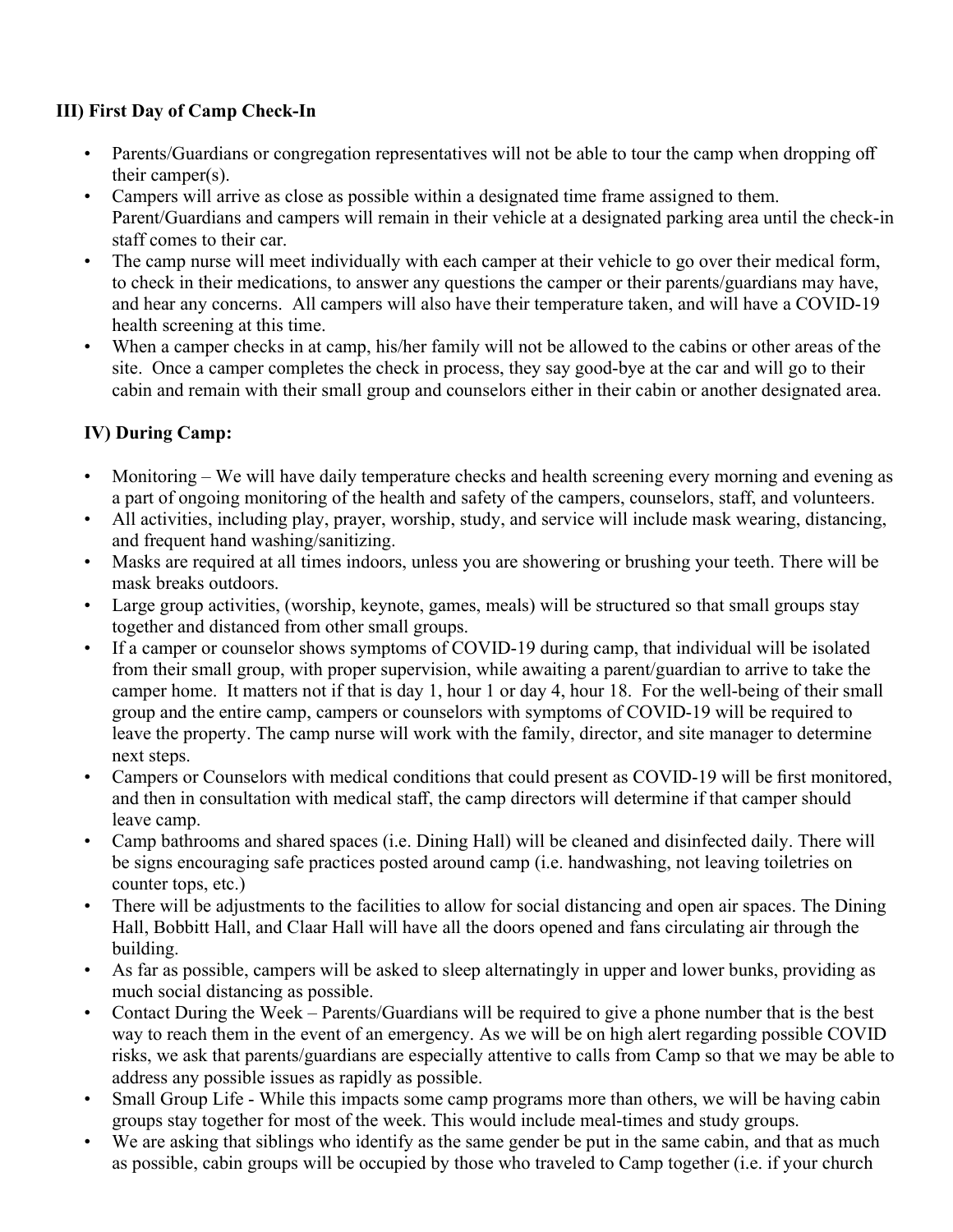### III) First Day of Camp Check-In

- Parents/Guardians or congregation representatives will not be able to tour the camp when dropping off their camper(s).
- Campers will arrive as close as possible within a designated time frame assigned to them. Parent/Guardians and campers will remain in their vehicle at a designated parking area until the check-in staff comes to their car.
- The camp nurse will meet individually with each camper at their vehicle to go over their medical form, to check in their medications, to answer any questions the camper or their parents/guardians may have, and hear any concerns. All campers will also have their temperature taken, and will have a COVID-19 health screening at this time.
- When a camper checks in at camp, his/her family will not be allowed to the cabins or other areas of the site. Once a camper completes the check in process, they say good-bye at the car and will go to their cabin and remain with their small group and counselors either in their cabin or another designated area.

### IV) During Camp:

- Monitoring – We will have daily temperature checks and health screening every morning and evening as a part of ongoing monitoring of the health and safety of the campers, counselors, staff, and volunteers.
- All activities, including play, prayer, worship, study, and service will include mask wearing, distancing, and frequent hand washing/sanitizing.
- Masks are required at all times indoors, unless you are showering or brushing your teeth. There will be mask breaks outdoors.
- Large group activities, (worship, keynote, games, meals) will be structured so that small groups stay together and distanced from other small groups.
- If a camper or counselor shows symptoms of COVID-19 during camp, that individual will be isolated from their small group, with proper supervision, while awaiting a parent/guardian to arrive to take the camper home. It matters not if that is day 1, hour 1 or day 4, hour 18. For the well-being of their small group and the entire camp, campers or counselors with symptoms of COVID-19 will be required to leave the property. The camp nurse will work with the family, director, and site manager to determine next steps.
- Campers or Counselors with medical conditions that could present as COVID-19 will be first monitored, and then in consultation with medical staff, the camp directors will determine if that camper should leave camp.
- Camp bathrooms and shared spaces (i.e. Dining Hall) will be cleaned and disinfected daily. There will be signs encouraging safe practices posted around camp (i.e. handwashing, not leaving toiletries on counter tops, etc.)
- There will be adjustments to the facilities to allow for social distancing and open air spaces. The Dining Hall, Bobbitt Hall, and Claar Hall will have all the doors opened and fans circulating air through the building.
- As far as possible, campers will be asked to sleep alternatingly in upper and lower bunks, providing as much social distancing as possible.
- Contact During the Week – Parents/Guardians will be required to give a phone number that is the best way to reach them in the event of an emergency. As we will be on high alert regarding possible COVID risks, we ask that parents/guardians are especially attentive to calls from Camp so that we may be able to address any possible issues as rapidly as possible.
- Small Group Life - While this impacts some camp programs more than others, we will be having cabin groups stay together for most of the week. This would include meal-times and study groups.
- We are asking that siblings who identify as the same gender be put in the same cabin, and that as much as possible, cabin groups will be occupied by those who traveled to Camp together (i.e. if your church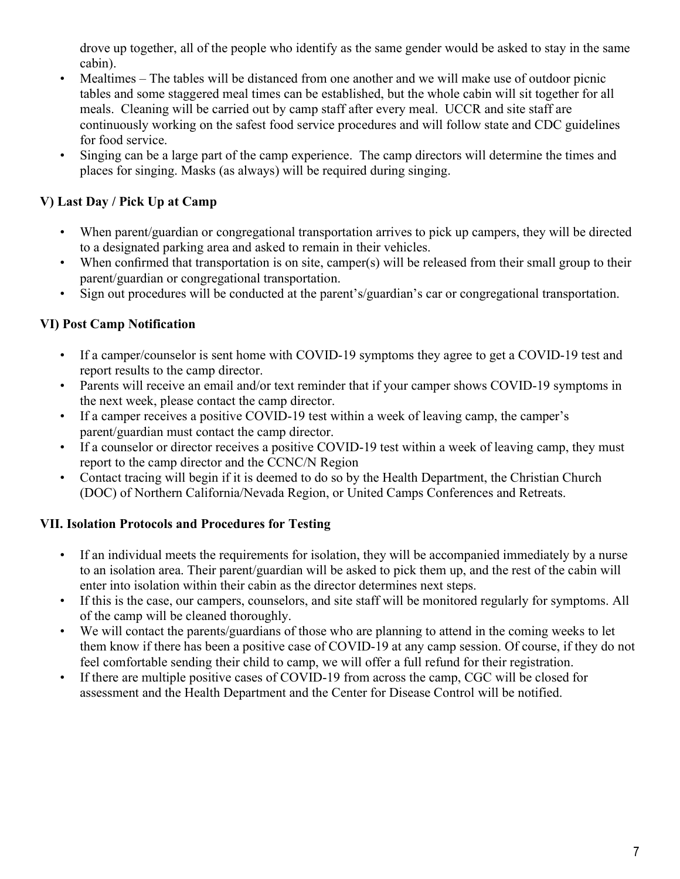drove up together, all of the people who identify as the same gender would be asked to stay in the same cabin).

- Mealtimes – The tables will be distanced from one another and we will make use of outdoor picnic tables and some staggered meal times can be established, but the whole cabin will sit together for all meals. Cleaning will be carried out by camp staff after every meal. UCCR and site staff are continuously working on the safest food service procedures and will follow state and CDC guidelines for food service.
- Singing can be a large part of the camp experience. The camp directors will determine the times and places for singing. Masks (as always) will be required during singing.

### V) Last Day / Pick Up at Camp

- When parent/guardian or congregational transportation arrives to pick up campers, they will be directed to a designated parking area and asked to remain in their vehicles.
- When confirmed that transportation is on site, camper(s) will be released from their small group to their parent/guardian or congregational transportation.
- Sign out procedures will be conducted at the parent's/guardian's car or congregational transportation.

### VI) Post Camp Notification

- If a camper/counselor is sent home with COVID-19 symptoms they agree to get a COVID-19 test and report results to the camp director.
- Parents will receive an email and/or text reminder that if your camper shows COVID-19 symptoms in the next week, please contact the camp director.
- If a camper receives a positive COVID-19 test within a week of leaving camp, the camper's parent/guardian must contact the camp director.
- If a counselor or director receives a positive COVID-19 test within a week of leaving camp, they must report to the camp director and the CCNC/N Region
- Contact tracing will begin if it is deemed to do so by the Health Department, the Christian Church (DOC) of Northern California/Nevada Region, or United Camps Conferences and Retreats.

### VII. Isolation Protocols and Procedures for Testing

- If an individual meets the requirements for isolation, they will be accompanied immediately by a nurse to an isolation area. Their parent/guardian will be asked to pick them up, and the rest of the cabin will enter into isolation within their cabin as the director determines next steps.
- If this is the case, our campers, counselors, and site staff will be monitored regularly for symptoms. All of the camp will be cleaned thoroughly.
- We will contact the parents/guardians of those who are planning to attend in the coming weeks to let them know if there has been a positive case of COVID-19 at any camp session. Of course, if they do not feel comfortable sending their child to camp, we will offer a full refund for their registration.
- If there are multiple positive cases of COVID-19 from across the camp, CGC will be closed for assessment and the Health Department and the Center for Disease Control will be notified.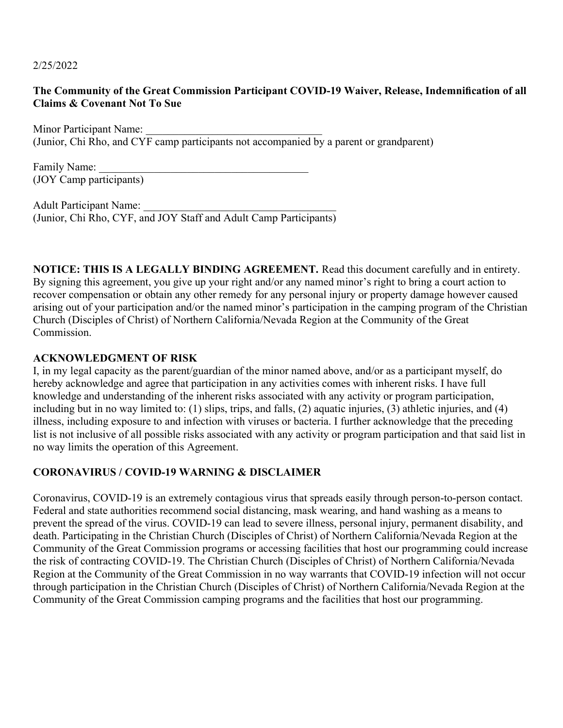2/25/2022

**The Community of the Great Commission Participant COVID-19 Waiver, Release, Indemnification of all Claims & Covenant Not To Sue**

Minor Participant Name: ________________________________
(Junior, Chi Rho, and CYF camp participants not accompanied by a parent or grandparent)

Family Name: ______________________________________
(JOY Camp participants)

Adult Participant Name: ___________________________________
(Junior, Chi Rho, CYF, and JOY Staff and Adult Camp Participants)

**NOTICE: THIS IS A LEGALLY BINDING AGREEMENT.** Read this document carefully and in entirety. By signing this agreement, you give up your right and/or any named minor's right to bring a court action to recover compensation or obtain any other remedy for any personal injury or property damage however caused arising out of your participation and/or the named minor's participation in the camping program of the Christian Church (Disciples of Christ) of Northern California/Nevada Region at the Community of the Great Commission.

**ACKNOWLEDGMENT OF RISK**

I, in my legal capacity as the parent/guardian of the minor named above, and/or as a participant myself, do hereby acknowledge and agree that participation in any activities comes with inherent risks. I have full knowledge and understanding of the inherent risks associated with any activity or program participation, including but in no way limited to: (1) slips, trips, and falls, (2) aquatic injuries, (3) athletic injuries, and (4) illness, including exposure to and infection with viruses or bacteria. I further acknowledge that the preceding list is not inclusive of all possible risks associated with any activity or program participation and that said list in no way limits the operation of this Agreement.

**CORONAVIRUS / COVID-19 WARNING & DISCLAIMER**

Coronavirus, COVID-19 is an extremely contagious virus that spreads easily through person-to-person contact. Federal and state authorities recommend social distancing, mask wearing, and hand washing as a means to prevent the spread of the virus. COVID-19 can lead to severe illness, personal injury, permanent disability, and death. Participating in the Christian Church (Disciples of Christ) of Northern California/Nevada Region at the Community of the Great Commission programs or accessing facilities that host our programming could increase the risk of contracting COVID-19. The Christian Church (Disciples of Christ) of Northern California/Nevada Region at the Community of the Great Commission in no way warrants that COVID-19 infection will not occur through participation in the Christian Church (Disciples of Christ) of Northern California/Nevada Region at the Community of the Great Commission camping programs and the facilities that host our programming.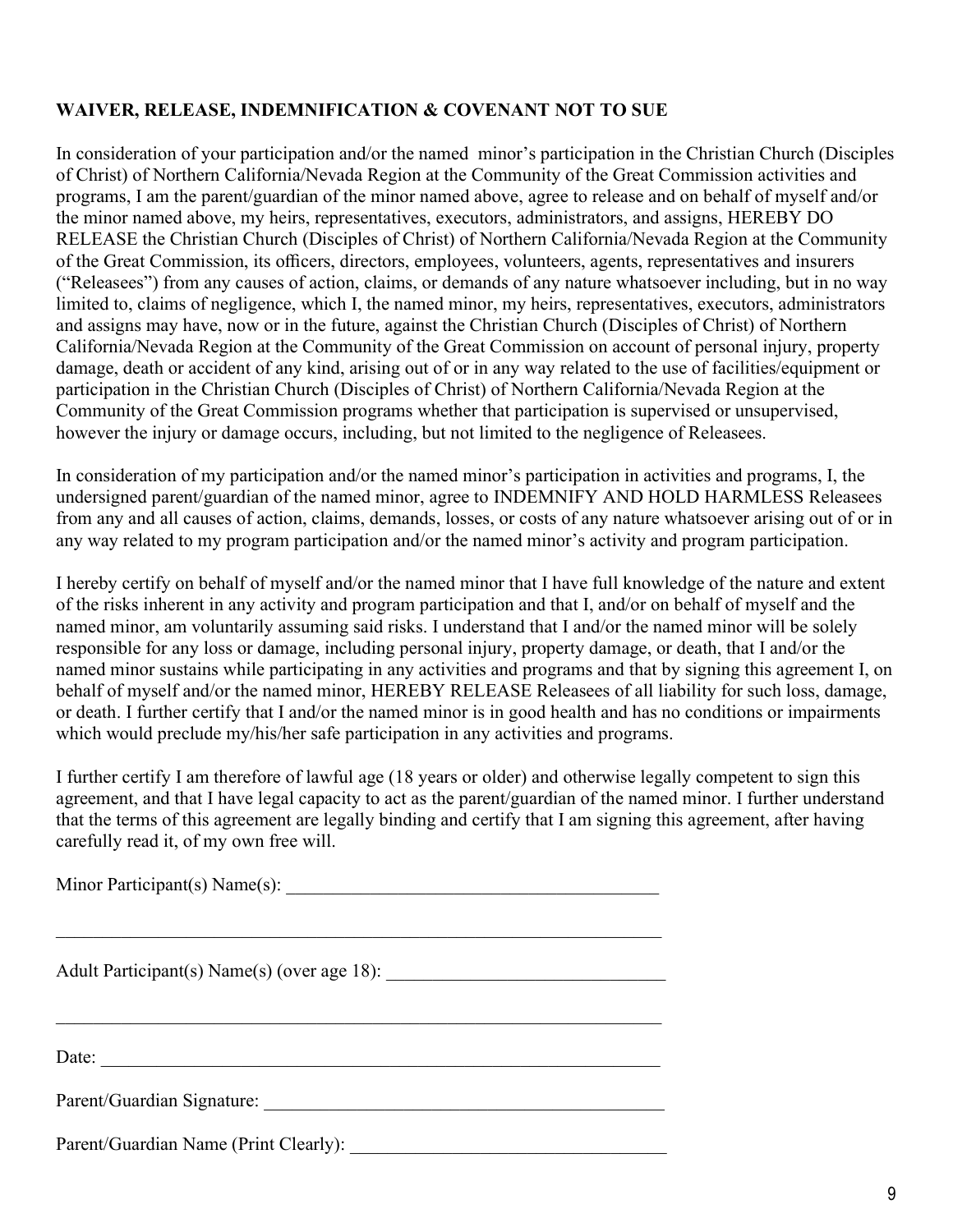**WAIVER, RELEASE, INDEMNIFICATION & COVENANT NOT TO SUE**

In consideration of your participation and/or the named minor's participation in the Christian Church (Disciples of Christ) of Northern California/Nevada Region at the Community of the Great Commission activities and programs, I am the parent/guardian of the minor named above, agree to release and on behalf of myself and/or the minor named above, my heirs, representatives, executors, administrators, and assigns, HEREBY DO RELEASE the Christian Church (Disciples of Christ) of Northern California/Nevada Region at the Community of the Great Commission, its officers, directors, employees, volunteers, agents, representatives and insurers ("Releasees") from any causes of action, claims, or demands of any nature whatsoever including, but in no way limited to, claims of negligence, which I, the named minor, my heirs, representatives, executors, administrators and assigns may have, now or in the future, against the Christian Church (Disciples of Christ) of Northern California/Nevada Region at the Community of the Great Commission on account of personal injury, property damage, death or accident of any kind, arising out of or in any way related to the use of facilities/equipment or participation in the Christian Church (Disciples of Christ) of Northern California/Nevada Region at the Community of the Great Commission programs whether that participation is supervised or unsupervised, however the injury or damage occurs, including, but not limited to the negligence of Releasees.

In consideration of my participation and/or the named minor's participation in activities and programs, I, the undersigned parent/guardian of the named minor, agree to INDEMNIFY AND HOLD HARMLESS Releasees from any and all causes of action, claims, demands, losses, or costs of any nature whatsoever arising out of or in any way related to my program participation and/or the named minor's activity and program participation.

I hereby certify on behalf of myself and/or the named minor that I have full knowledge of the nature and extent of the risks inherent in any activity and program participation and that I, and/or on behalf of myself and the named minor, am voluntarily assuming said risks. I understand that I and/or the named minor will be solely responsible for any loss or damage, including personal injury, property damage, or death, that I and/or the named minor sustains while participating in any activities and programs and that by signing this agreement I, on behalf of myself and/or the named minor, HEREBY RELEASE Releasees of all liability for such loss, damage, or death. I further certify that I and/or the named minor is in good health and has no conditions or impairments which would preclude my/his/her safe participation in any activities and programs.

I further certify I am therefore of lawful age (18 years or older) and otherwise legally competent to sign this agreement, and that I have legal capacity to act as the parent/guardian of the named minor. I further understand that the terms of this agreement are legally binding and certify that I am signing this agreement, after having carefully read it, of my own free will.

Minor Participant(s) Name(s): ________________________________________

______________________________________________________________

Adult Participant(s) Name(s) (over age 18): ______________________________

______________________________________________________________

Date: _________________________________________________________

Parent/Guardian Signature: ___________________________________________

Parent/Guardian Name (Print Clearly): __________________________________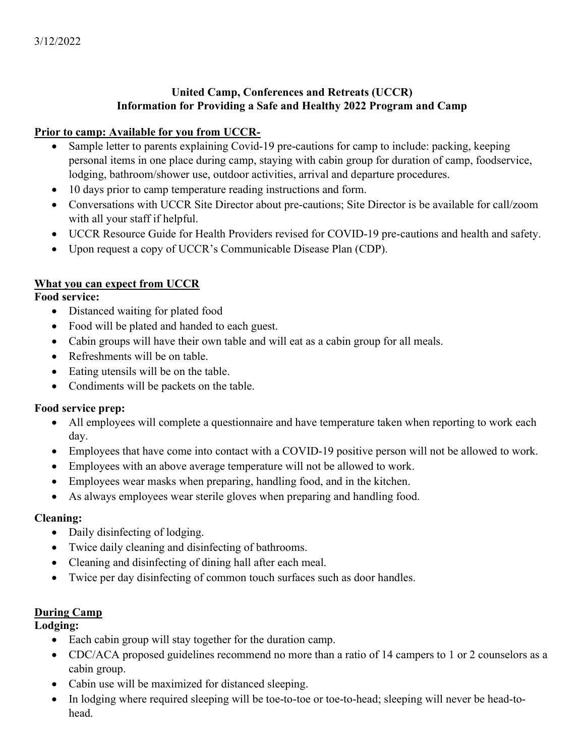3/12/2022

**United Camp, Conferences and Retreats (UCCR)**
**Information for Providing a Safe and Healthy 2022 Program and Camp**

**Prior to camp: Available for you from UCCR-**

- Sample letter to parents explaining Covid-19 pre-cautions for camp to include: packing, keeping personal items in one place during camp, staying with cabin group for duration of camp, foodservice, lodging, bathroom/shower use, outdoor activities, arrival and departure procedures.
- 10 days prior to camp temperature reading instructions and form.
- Conversations with UCCR Site Director about pre-cautions; Site Director is be available for call/zoom with all your staff if helpful.
- UCCR Resource Guide for Health Providers revised for COVID-19 pre-cautions and health and safety.
- Upon request a copy of UCCR's Communicable Disease Plan (CDP).

**What you can expect from UCCR**

**Food service:**

- Distanced waiting for plated food
- Food will be plated and handed to each guest.
- Cabin groups will have their own table and will eat as a cabin group for all meals.
- Refreshments will be on table.
- Eating utensils will be on the table.
- Condiments will be packets on the table.

**Food service prep:**

- All employees will complete a questionnaire and have temperature taken when reporting to work each day.
- Employees that have come into contact with a COVID-19 positive person will not be allowed to work.
- Employees with an above average temperature will not be allowed to work.
- Employees wear masks when preparing, handling food, and in the kitchen.
- As always employees wear sterile gloves when preparing and handling food.

**Cleaning:**

- Daily disinfecting of lodging.
- Twice daily cleaning and disinfecting of bathrooms.
- Cleaning and disinfecting of dining hall after each meal.
- Twice per day disinfecting of common touch surfaces such as door handles.

**During Camp**

**Lodging:**

- Each cabin group will stay together for the duration camp.
- CDC/ACA proposed guidelines recommend no more than a ratio of 14 campers to 1 or 2 counselors as a cabin group.
- Cabin use will be maximized for distanced sleeping.
- In lodging where required sleeping will be toe-to-toe or toe-to-head; sleeping will never be head-to-head.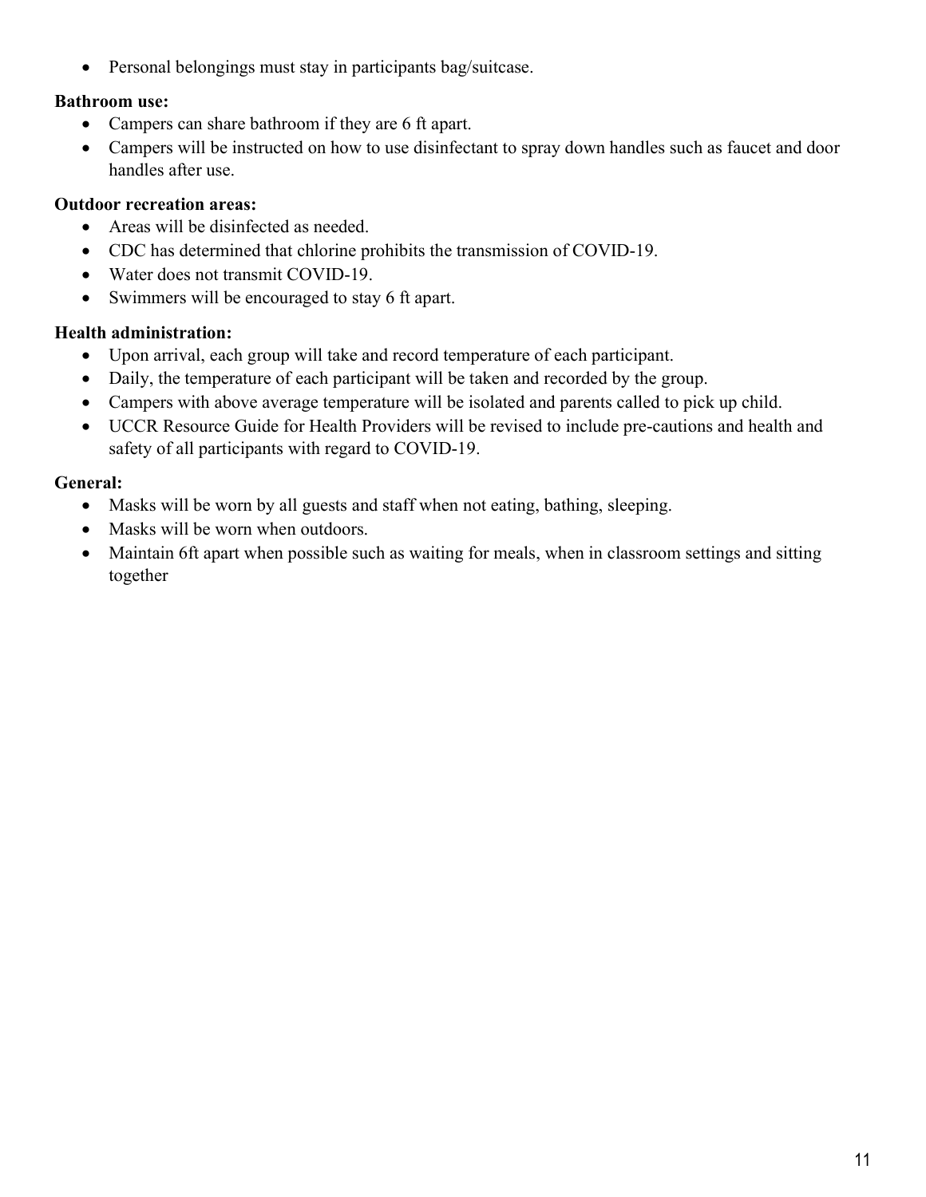- Personal belongings must stay in participants bag/suitcase.

**Bathroom use:**

- Campers can share bathroom if they are 6 ft apart.
- Campers will be instructed on how to use disinfectant to spray down handles such as faucet and door handles after use.

**Outdoor recreation areas:**

- Areas will be disinfected as needed.
- CDC has determined that chlorine prohibits the transmission of COVID-19.
- Water does not transmit COVID-19.
- Swimmers will be encouraged to stay 6 ft apart.

**Health administration:**

- Upon arrival, each group will take and record temperature of each participant.
- Daily, the temperature of each participant will be taken and recorded by the group.
- Campers with above average temperature will be isolated and parents called to pick up child.
- UCCR Resource Guide for Health Providers will be revised to include pre-cautions and health and safety of all participants with regard to COVID-19.

**General:**

- Masks will be worn by all guests and staff when not eating, bathing, sleeping.
- Masks will be worn when outdoors.
- Maintain 6ft apart when possible such as waiting for meals, when in classroom settings and sitting together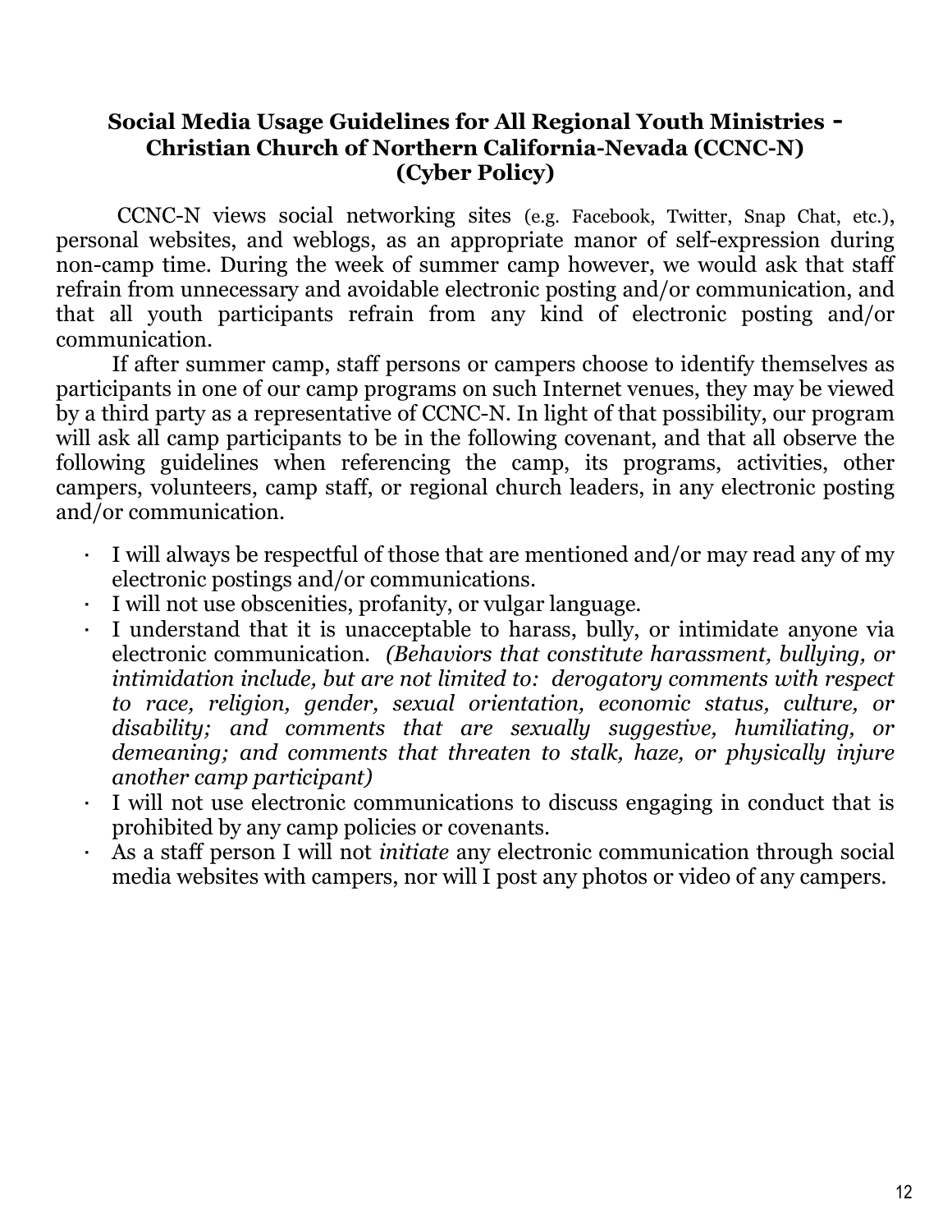## Social Media Usage Guidelines for All Regional Youth Ministries - Christian Church of Northern California-Nevada (CCNC-N) (Cyber Policy)

CCNC-N views social networking sites (e.g. Facebook, Twitter, Snap Chat, etc.), personal websites, and weblogs, as an appropriate manor of self-expression during non-camp time. During the week of summer camp however, we would ask that staff refrain from unnecessary and avoidable electronic posting and/or communication, and that all youth participants refrain from any kind of electronic posting and/or communication.

If after summer camp, staff persons or campers choose to identify themselves as participants in one of our camp programs on such Internet venues, they may be viewed by a third party as a representative of CCNC-N. In light of that possibility, our program will ask all camp participants to be in the following covenant, and that all observe the following guidelines when referencing the camp, its programs, activities, other campers, volunteers, camp staff, or regional church leaders, in any electronic posting and/or communication.

- I will always be respectful of those that are mentioned and/or may read any of my electronic postings and/or communications.
- I will not use obscenities, profanity, or vulgar language.
- I understand that it is unacceptable to harass, bully, or intimidate anyone via electronic communication. *(Behaviors that constitute harassment, bullying, or intimidation include, but are not limited to: derogatory comments with respect to race, religion, gender, sexual orientation, economic status, culture, or disability; and comments that are sexually suggestive, humiliating, or demeaning; and comments that threaten to stalk, haze, or physically injure another camp participant)*
- I will not use electronic communications to discuss engaging in conduct that is prohibited by any camp policies or covenants.
- As a staff person I will not *initiate* any electronic communication through social media websites with campers, nor will I post any photos or video of any campers.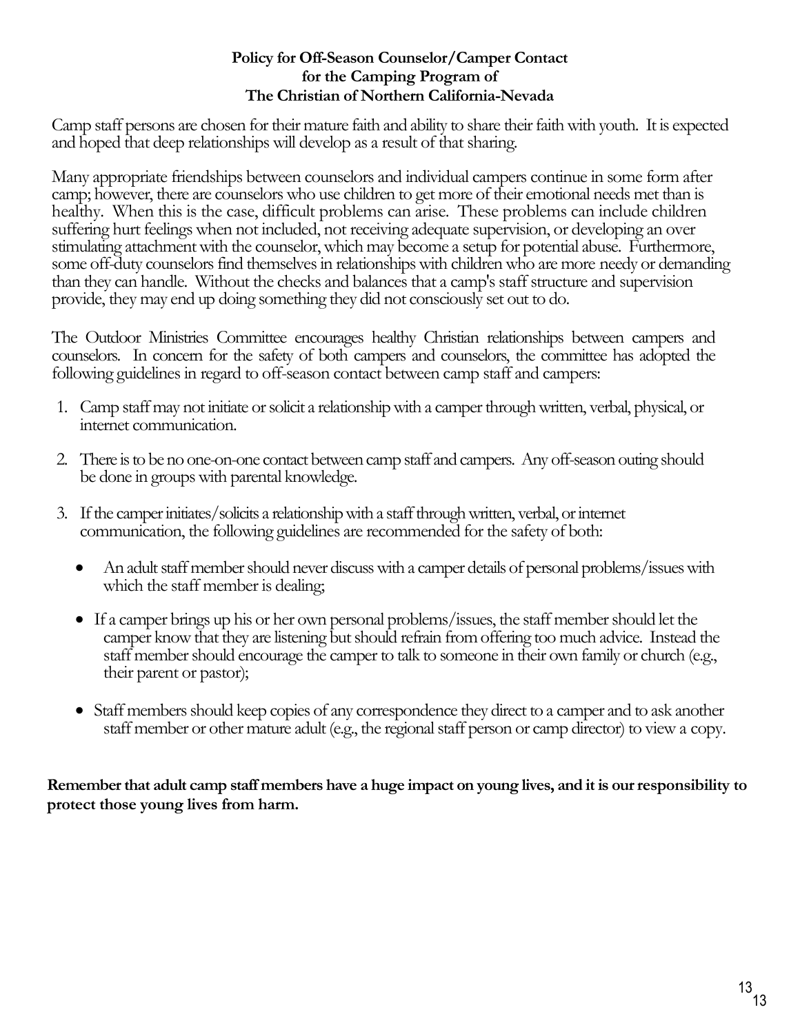**Policy for Off-Season Counselor/Camper Contact for the Camping Program of The Christian of Northern California-Nevada**

Camp staff persons are chosen for their mature faith and ability to share their faith with youth. It is expected and hoped that deep relationships will develop as a result of that sharing.

Many appropriate friendships between counselors and individual campers continue in some form after camp; however, there are counselors who use children to get more of their emotional needs met than is healthy. When this is the case, difficult problems can arise. These problems can include children suffering hurt feelings when not included, not receiving adequate supervision, or developing an over stimulating attachment with the counselor, which may become a setup for potential abuse. Furthermore, some off-duty counselors find themselves in relationships with children who are more needy or demanding than they can handle. Without the checks and balances that a camp's staff structure and supervision provide, they may end up doing something they did not consciously set out to do.

The Outdoor Ministries Committee encourages healthy Christian relationships between campers and counselors. In concern for the safety of both campers and counselors, the committee has adopted the following guidelines in regard to off-season contact between camp staff and campers:

1. Camp staff may not initiate or solicit a relationship with a camper through written, verbal, physical, or internet communication.
2. There is to be no one-on-one contact between camp staff and campers. Any off-season outing should be done in groups with parental knowledge.
3. If the camper initiates/solicits a relationship with a staff through written, verbal, or internet communication, the following guidelines are recommended for the safety of both:
   - An adult staff member should never discuss with a camper details of personal problems/issues with which the staff member is dealing;
   - If a camper brings up his or her own personal problems/issues, the staff member should let the camper know that they are listening but should refrain from offering too much advice. Instead the staff member should encourage the camper to talk to someone in their own family or church (e.g., their parent or pastor);
   - Staff members should keep copies of any correspondence they direct to a camper and to ask another staff member or other mature adult (e.g., the regional staff person or camp director) to view a copy.

**Remember that adult camp staff members have a huge impact on young lives, and it is our responsibility to protect those young lives from harm.**